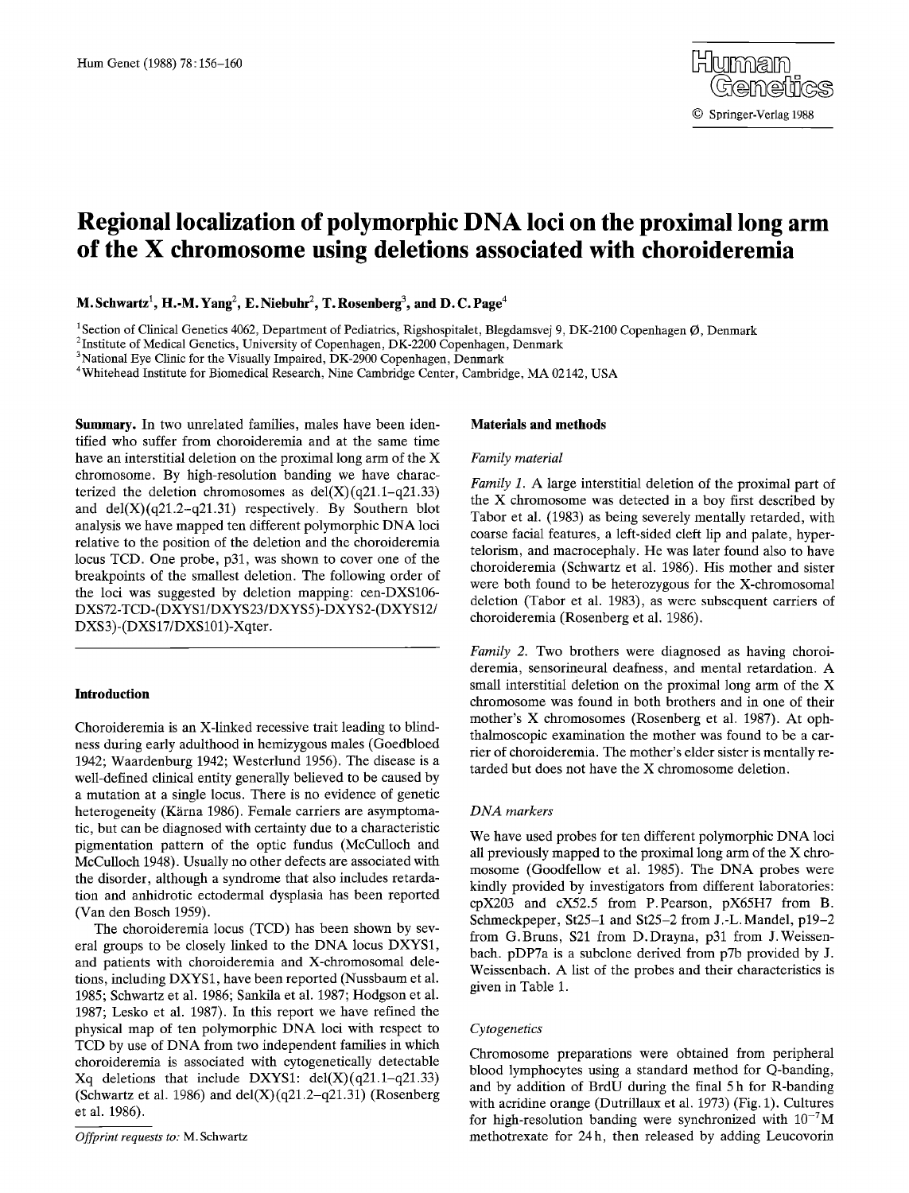# Regional localization of polymorphic DNA loci on the proximal long arm of the X chromosome using deletions associated with choroideremia

**M. Schwartz**[1], **H.-M. Yang**[2], **E. Niebuhr**[2], **T. Rosenberg**[3], and **D. C. Page**[4]

[1] Section of Clinical Genetics 4062, Department of Pediatrics, Rigshospitalet, Blegdamsvej 9, DK-2100 Copenhagen Ø, Denmark

[2] Institute of Medical Genetics, University of Copenhagen, DK-2200 Copenhagen, Denmark

[3] National Eye Clinic for the Visually Impaired, DK-2900 Copenhagen, Denmark

[4] Whitehead Institute for Biomedical Research, Nine Cambridge Center, Cambridge, MA 02142, USA

**Summary.** In two unrelated families, males have been identified who suffer from choroideremia and at the same time have an interstitial deletion on the proximal long arm of the X chromosome. By high-resolution banding we have characterized the deletion chromosomes as del(X)(q21.1–q21.33) and del(X)(q21.2–q21.31) respectively. By Southern blot analysis we have mapped ten different polymorphic DNA loci relative to the position of the deletion and the choroideremia locus TCD. One probe, p31, was shown to cover one of the breakpoints of the smallest deletion. The following order of the loci was suggested by deletion mapping: cen-DXS106-DXS72-TCD-(DXYS1/DXYS23/DXYS5)-DXYS2-(DXYS12/DXS3)-(DXS17/DXS101)-Xqter.

## Introduction

Choroideremia is an X-linked recessive trait leading to blindness during early adulthood in hemizygous males (Goedbloed 1942; Waardenburg 1942; Westerlund 1956). The disease is a well-defined clinical entity generally believed to be caused by a mutation at a single locus. There is no evidence of genetic heterogeneity (Kärna 1986). Female carriers are asymptomatic, but can be diagnosed with certainty due to a characteristic pigmentation pattern of the optic fundus (McCulloch and McCulloch 1948). Usually no other defects are associated with the disorder, although a syndrome that also includes retardation and anhidrotic ectodermal dysplasia has been reported (Van den Bosch 1959).

The choroideremia locus (TCD) has been shown by several groups to be closely linked to the DNA locus DXYS1, and patients with choroideremia and X-chromosomal deletions, including DXYS1, have been reported (Nussbaum et al. 1985; Schwartz et al. 1986; Sankila et al. 1987; Hodgson et al. 1987; Lesko et al. 1987). In this report we have refined the physical map of ten polymorphic DNA loci with respect to TCD by use of DNA from two independent families in which choroideremia is associated with cytogenetically detectable Xq deletions that include DXYS1: del(X)(q21.1–q21.33) (Schwartz et al. 1986) and del(X)(q21.2–q21.31) (Rosenberg et al. 1986).

*Offprint requests to:* M. Schwartz

## Materials and methods

### *Family material*

*Family 1.* A large interstitial deletion of the proximal part of the X chromosome was detected in a boy first described by Tabor et al. (1983) as being severely mentally retarded, with coarse facial features, a left-sided cleft lip and palate, hypertelorism, and macrocephaly. He was later found also to have choroideremia (Schwartz et al. 1986). His mother and sister were both found to be heterozygous for the X-chromosomal deletion (Tabor et al. 1983), as were subsequent carriers of choroideremia (Rosenberg et al. 1986).

*Family 2.* Two brothers were diagnosed as having choroideremia, sensorineural deafness, and mental retardation. A small interstitial deletion on the proximal long arm of the X chromosome was found in both brothers and in one of their mother's X chromosomes (Rosenberg et al. 1987). At ophthalmoscopic examination the mother was found to be a carrier of choroideremia. The mother's elder sister is mentally retarded but does not have the X chromosome deletion.

### *DNA markers*

We have used probes for ten different polymorphic DNA loci all previously mapped to the proximal long arm of the X chromosome (Goodfellow et al. 1985). The DNA probes were kindly provided by investigators from different laboratories: cpX203 and cX52.5 from P. Pearson, pX65H7 from B. Schmeckpeper, St25-1 and St25-2 from J.-L. Mandel, p19-2 from G. Bruns, S21 from D. Drayna, p31 from J. Weissenbach. pDP7a is a subclone derived from p7b provided by J. Weissenbach. A list of the probes and their characteristics is given in Table 1.

### *Cytogenetics*

Chromosome preparations were obtained from peripheral blood lymphocytes using a standard method for Q-banding, and by addition of BrdU during the final 5 h for R-banding with acridine orange (Dutrillaux et al. 1973) (Fig. 1). Cultures for high-resolution banding were synchronized with $10^{-7}$ M methotrexate for 24 h, then released by adding Leucovorin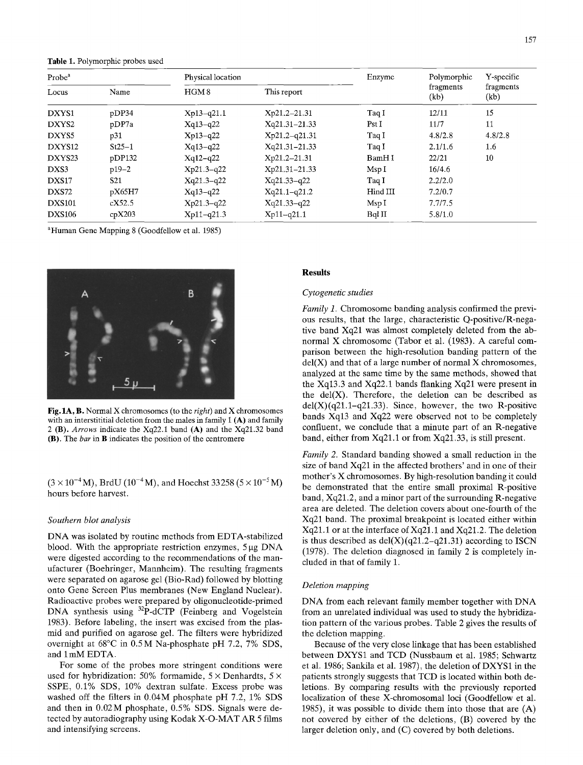**Table 1.** Polymorphic probes used

| Probe[a] | | Physical location | | Enzyme | Polymorphic fragments (kb) | Y-specific fragments (kb) |
|---|---|---|---|---|---|---|
| Locus | Name | HGM 8 | This report | | | |
| DXYS1 | pDP34 | Xp13–q21.1 | Xp21.2–21.31 | Taq I | 12/11 | 15 |
| DXYS2 | pDP7a | Xq13–q22 | Xq21.31–21.33 | Pst I | 11/7 | 11 |
| DXYS5 | p31 | Xp13–q22 | Xp21.2–q21.31 | Taq I | 4.8/2.8 | 4.8/2.8 |
| DXYS12 | St25–1 | Xq13–q22 | Xq21.31–21.33 | Taq I | 2.1/1.6 | 1.6 |
| DXYS23 | pDP132 | Xq12–q22 | Xp21.2–21.31 | BamH I | 22/21 | 10 |
| DXS3 | p19–2 | Xp21.3–q22 | Xp21.31–21.33 | Msp I | 16/4.6 | |
| DXS17 | S21 | Xq21.3–q22 | Xq21.33–q22 | Taq I | 2.2/2.0 | |
| DXS72 | pX65H7 | Xq13–q22 | Xq21.1–q21.2 | Hind III | 7.2/0.7 | |
| DXS101 | cX52.5 | Xp21.3–q22 | Xq21.33–q22 | Msp I | 7.7/7.5 | |
| DXS106 | cpX203 | Xp11–q21.3 | Xp11–q21.1 | Bql II | 5.8/1.0 | |

[a]Human Gene Mapping 8 (Goodfellow et al. 1985)

**Fig. 1A, B.** Normal X chromosomes (to the *right*) and X chromosomes with an interstititial deletion from the males in family 1 **(A)** and family 2 **(B)**. *Arrows* indicate the Xq22.1 band **(A)** and the Xq21.32 band **(B)**. The *bar* in **B** indicates the position of the centromere

($3 \times 10^{-4}$ M), BrdU ($10^{-4}$ M), and Hoechst 33258 ($5 \times 10^{-5}$ M) hours before harvest.

### Southern blot analysis

DNA was isolated by routine methods from EDTA-stabilized blood. With the appropriate restriction enzymes, 5 µg DNA were digested according to the recommendations of the manufacturer (Boehringer, Mannheim). The resulting fragments were separated on agarose gel (Bio-Rad) followed by blotting onto Gene Screen Plus membranes (New England Nuclear). Radioactive probes were prepared by oligonucleotide-primed DNA synthesis using $^{32}$P-dCTP (Feinberg and Vogelstein 1983). Before labeling, the insert was excised from the plasmid and purified on agarose gel. The filters were hybridized overnight at 68°C in 0.5 M Na-phosphate pH 7.2, 7% SDS, and 1 mM EDTA.

For some of the probes more stringent conditions were used for hybridization: 50% formamide, 5 × Denhardts, 5 × SSPE, 0.1% SDS, 10% dextran sulfate. Excess probe was washed off the filters in 0.04M phosphate pH 7.2, 1% SDS and then in 0.02 M phosphate, 0.5% SDS. Signals were detected by autoradiography using Kodak X-O-MAT AR 5 films and intensifying screens.

## Results

### Cytogenetic studies

*Family 1.* Chromosome banding analysis confirmed the previous results, that the large, characteristic Q-positive/R-negative band Xq21 was almost completely deleted from the abnormal X chromosome (Tabor et al. (1983). A careful comparison between the high-resolution banding pattern of the del(X) and that of a large number of normal X chromosomes, analyzed at the same time by the same methods, showed that the Xq13.3 and Xq22.1 bands flanking Xq21 were present in the del(X). Therefore, the deletion can be described as del(X)(q21.1–q21.33). Since, however, the two R-positive bands Xq13 and Xq22 were observed not to be completely confluent, we conclude that a minute part of an R-negative band, either from Xq21.1 or from Xq21.33, is still present.

*Family 2.* Standard banding showed a small reduction in the size of band Xq21 in the affected brothers' and in one of their mother's X chromosomes. By high-resolution banding it could be demonstrated that the entire small proximal R-positive band, Xq21.2, and a minor part of the surrounding R-negative area are deleted. The deletion covers about one-fourth of the Xq21 band. The proximal breakpoint is located either within Xq21.1 or at the interface of Xq21.1 and Xq21.2. The deletion is thus described as del(X)(q21.2–q21.31) according to ISCN (1978). The deletion diagnosed in family 2 is completely included in that of family 1.

### Deletion mapping

DNA from each relevant family member together with DNA from an unrelated individual was used to study the hybridization pattern of the various probes. Table 2 gives the results of the deletion mapping.

Because of the very close linkage that has been established between DXYS1 and TCD (Nussbaum et al. 1985; Schwartz et al. 1986; Sankila et al. 1987), the deletion of DXYS1 in the patients strongly suggests that TCD is located within both deletions. By comparing results with the previously reported localization of these X-chromosomal loci (Goodfellow et al. 1985), it was possible to divide them into those that are (A) not covered by either of the deletions, (B) covered by the larger deletion only, and (C) covered by both deletions.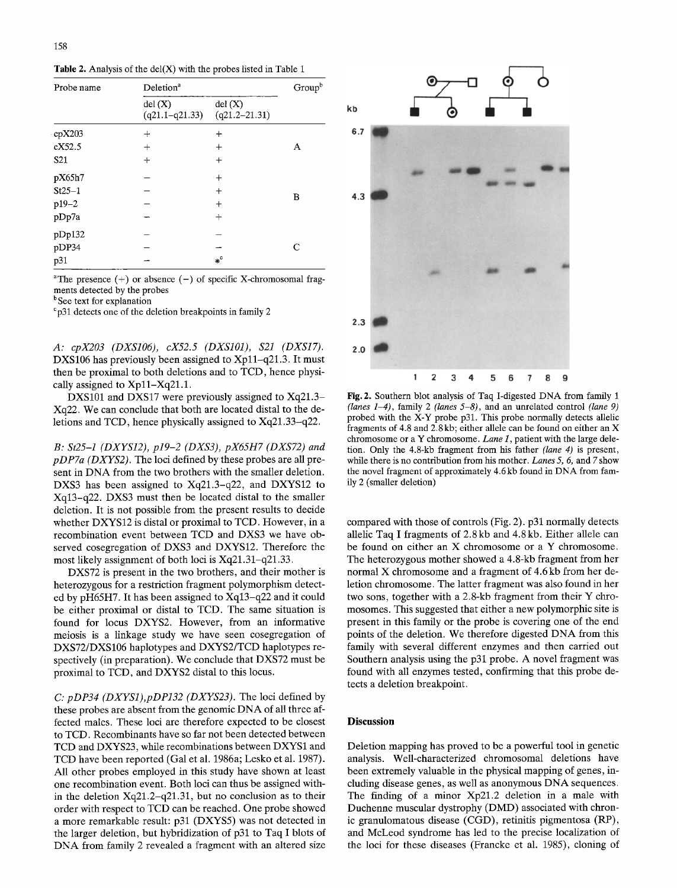**Table 2.** Analysis of the del(X) with the probes listed in Table 1

| Probe name | Deletion[a] | | Group[b] |
|---|---|---|---|
| | del (X) (q21.1–q21.33) | del (X) (q21.2–21.31) | |
| cpX203 | + | + | A |
| cX52.5 | + | + | |
| S21 | + | + | |
| pX65h7 | − | + | B |
| St25–1 | − | + | |
| p19–2 | − | + | |
| pDp7a | − | + | |
| pDp132 | − | − | C |
| pDP34 | − | − | |
| p31 | − | *[c] | |

[a] The presence (+) or absence (−) of specific X-chromosomal fragments detected by the probes

[b] See text for explanation

[c] p31 detects one of the deletion breakpoints in family 2

*A: cpX203 (DXS106), cX52.5 (DXS101), S21 (DXS17).* DXS106 has previously been assigned to Xp11–q21.3. It must then be proximal to both deletions and to TCD, hence physically assigned to Xp11–Xq21.1.

DXS101 and DXS17 were previously assigned to Xq21.3–Xq22. We can conclude that both are located distal to the deletions and TCD, hence physically assigned to Xq21.33–q22.

*B: St25–1 (DXYS12), p19–2 (DXS3), pX65H7 (DXS72) and pDP7a (DXYS2).* The loci defined by these probes are all present in DNA from the two brothers with the smaller deletion. DXS3 has been assigned to Xq21.3–q22, and DXYS12 to Xq13–q22. DXS3 must then be located distal to the smaller deletion. It is not possible from the present results to decide whether DXYS12 is distal or proximal to TCD. However, in a recombination event between TCD and DXS3 we have observed cosegregation of DXS3 and DXYS12. Therefore the most likely assignment of both loci is Xq21.31–q21.33.

DXS72 is present in the two brothers, and their mother is heterozygous for a restriction fragment polymorphism detected by pH65H7. It has been assigned to Xq13–q22 and it could be either proximal or distal to TCD. The same situation is found for locus DXYS2. However, from an informative meiosis is a linkage study we have seen cosegregation of DXS72/DXS106 haplotypes and DXYS2/TCD haplotypes respectively (in preparation). We conclude that DXS72 must be proximal to TCD, and DXYS2 distal to this locus.

*C: pDP34 (DXYS1), pDP132 (DXYS23).* The loci defined by these probes are absent from the genomic DNA of all three affected males. These loci are therefore expected to be closest to TCD. Recombinants have so far not been detected between TCD and DXYS23, while recombinations between DXYS1 and TCD have been reported (Gal et al. 1986a; Lesko et al. 1987). All other probes employed in this study have shown at least one recombination event. Both loci can thus be assigned within the deletion Xq21.2–q21.31, but no conclusion as to their order with respect to TCD can be reached. One probe showed a more remarkable result: p31 (DXYS5) was not detected in the larger deletion, but hybridization of p31 to Taq I blots of DNA from family 2 revealed a fragment with an altered size compared with those of controls (Fig. 2). p31 normally detects allelic Taq I fragments of 2.8 kb and 4.8 kb. Either allele can be found on either an X chromosome or a Y chromosome. The heterozygous mother showed a 4.8-kb fragment from her normal X chromosome and a fragment of 4.6 kb from her deletion chromosome. The latter fragment was also found in her two sons, together with a 2.8-kb fragment from their Y chromosomes. This suggested that either a new polymorphic site is present in this family or the probe is covering one of the end points of the deletion. We therefore digested DNA from this family with several different enzymes and then carried out Southern analysis using the p31 probe. A novel fragment was found with all enzymes tested, confirming that this probe detects a deletion breakpoint.

**Fig. 2.** Southern blot analysis of Taq I-digested DNA from family 1 *(lanes 1–4)*, family 2 *(lanes 5–8)*, and an unrelated control *(lane 9)* probed with the X-Y probe p31. This probe normally detects allelic fragments of 4.8 and 2.8 kb; either allele can be found on either an X chromosome or a Y chromosome. *Lane 1*, patient with the large deletion. Only the 4.8-kb fragment from his father *(lane 4)* is present, while there is no contribution from his mother. *Lanes 5, 6,* and *7* show the novel fragment of approximately 4.6 kb found in DNA from family 2 (smaller deletion)

## Discussion

Deletion mapping has proved to be a powerful tool in genetic analysis. Well-characterized chromosomal deletions have been extremely valuable in the physical mapping of genes, including disease genes, as well as anonymous DNA sequences. The finding of a minor Xp21.2 deletion in a male with Duchenne muscular dystrophy (DMD) associated with chronic granulomatous disease (CGD), retinitis pigmentosa (RP), and McLeod syndrome has led to the precise localization of the loci for these diseases (Francke et al. 1985), cloning of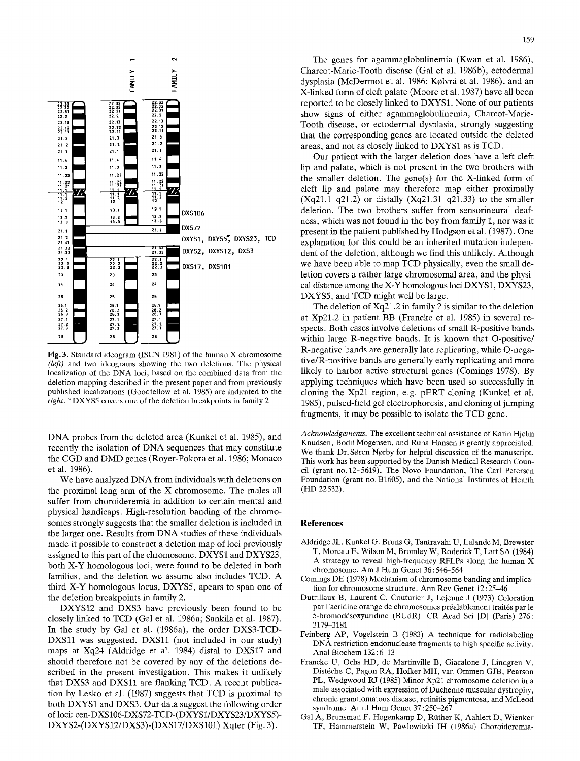Fig. 3. Standard ideogram (ISCN 1981) of the human X chromosome *(left)* and two ideograms showing the two deletions. The physical localization of the DNA loci, based on the combined data from the deletion mapping described in the present paper and from previously published localizations (Goodfellow et al. 1985) are indicated to the *right*. *DXYS5 covers one of the deletion breakpoints in family 2

DNA probes from the deleted area (Kunkel et al. 1985), and recently the isolation of DNA sequences that may constitute the CGD and DMD genes (Royer-Pokora et al. 1986; Monaco et al. 1986).

We have analyzed DNA from individuals with deletions on the proximal long arm of the X chromosome. The males all suffer from choroideremia in addition to certain mental and physical handicaps. High-resolution banding of the chromosomes strongly suggests that the smaller deletion is included in the larger one. Results from DNA studies of these individuals made it possible to construct a deletion map of loci previously assigned to this part of the chromosome. DXYS1 and DXYS23, both X-Y homologous loci, were found to be deleted in both families, and the deletion we assume also includes TCD. A third X-Y homologous locus, DXYS5, apears to span one of the deletion breakpoints in family 2.

DXYS12 and DXS3 have previously been found to be closely linked to TCD (Gal et al. 1986a; Sankila et al. 1987). In the study by Gal et al. (1986a), the order DXS3-TCD-DXS11 was suggested. DXS11 (not included in our study) maps at Xq24 (Aldridge et al. 1984) distal to DXS17 and should therefore not be covered by any of the deletions described in the present investigation. This makes it unlikely that DXS3 and DXS11 are flanking TCD. A recent publication by Lesko et al. (1987) suggests that TCD is proximal to both DXYS1 and DXS3. Our data suggest the following order of loci: cen-DXS106-DXS72-TCD-(DXYS1/DXYS23/DXYS5)-DXYS2-(DXYS12/DXS3)-(DXS17/DXS101) Xqter (Fig. 3).

The genes for agammaglobulinemia (Kwan et al. 1986), Charcot-Marie-Tooth disease (Gal et al. 1986b), ectodermal dysplasia (McDermot et al. 1986; Kølvrå et al. 1986), and an X-linked form of cleft palate (Moore et al. 1987) have all been reported to be closely linked to DXYS1. None of our patients show signs of either agammaglobulinemia, Charcot-Marie-Tooth disease, or ectodermal dysplasia, strongly suggesting that the corresponding genes are located outside the deleted areas, and not as closely linked to DXYS1 as is TCD.

Our patient with the larger deletion does have a left cleft lip and palate, which is not present in the two brothers with the smaller deletion. The gene(s) for the X-linked form of cleft lip and palate may therefore map either proximally (Xq21.1–q21.2) or distally (Xq21.31–q21.33) to the smaller deletion. The two brothers suffer from sensorineural deafness, which was not found in the boy from family 1, nor was it present in the patient published by Hodgson et al. (1987). One explanation for this could be an inherited mutation independent of the deletion, although we find this unlikely. Although we have been able to map TCD physically, even the small deletion covers a rather large chromosomal area, and the physical distance among the X-Y homologous loci DXYS1, DXYS23, DXYS5, and TCD might well be large.

The deletion of Xq21.2 in family 2 is similar to the deletion at Xp21.2 in patient BB (Francke et al. 1985) in several respects. Both cases involve deletions of small R-positive bands within large R-negative bands. It is known that Q-positive/R-negative bands are generally late replicating, while Q-negative/R-positive bands are generally early replicating and more likely to harbor active structural genes (Comings 1978). By applying techniques which have been used so successfully in cloning the Xp21 region, e.g. pERT cloning (Kunkel et al. 1985), pulsed-field gel electrophoresis, and cloning of jumping fragments, it may be possible to isolate the TCD gene.

*Acknowledgements.* The excellent technical assistance of Karin Hjelm Knudsen, Bodil Mogensen, and Runa Hansen is greatly appreciated. We thank Dr. Søren Nørby for helpful discussion of the manuscript. This work has been supported by the Danish Medical Research Council (grant no. 12–5619), The Novo Foundation, The Carl Petersen Foundation (grant no. B1605), and the National Institutes of Health (HD 22532).

## References

Aldridge JL, Kunkel G, Bruns G, Tantravahi U, Lalande M, Brewster T, Moreau E, Wilson M, Bromley W, Roderick T, Latt SA (1984) A strategy to reveal high-frequency RFLPs along the human X chromosome. Am J Hum Genet 36:546–564

Comings DE (1978) Mechanism of chromosome banding and implication for chromosome structure. Ann Rev Genet 12:25–46

Dutrillaux B, Laurent C, Couturier J, Lejeune J (1973) Coloration par l'acridine orange de chromosomes préalablement traités par le 5-bromodésoxyuridine (BUdR). CR Acad Sci [D] (Paris) 276: 3179–3181

Feinberg AP, Vogelstein B (1983) A technique for radiolabeling DNA restriction endonuclease fragments to high specific activity. Anal Biochem 132:6–13

Francke U, Ochs HD, de Martinville B, Giacalone J, Lindgren V, Distéche C, Pagon RA, Hofker MH, van Ommen GJB, Pearson PL, Wedgwood RJ (1985) Minor Xp21 chromosome deletion in a male associated with expression of Duchenne muscular dystrophy, chronic granulomatous disease, retinitis pigmentosa, and McLeod syndrome. Am J Hum Genet 37:250–267

Gal A, Brunsman F, Hogenkamp D, Rüther K, Aahlert D, Wienker TF, Hammerstein W, Pawlowitzki IH (1986a) Choroideremia-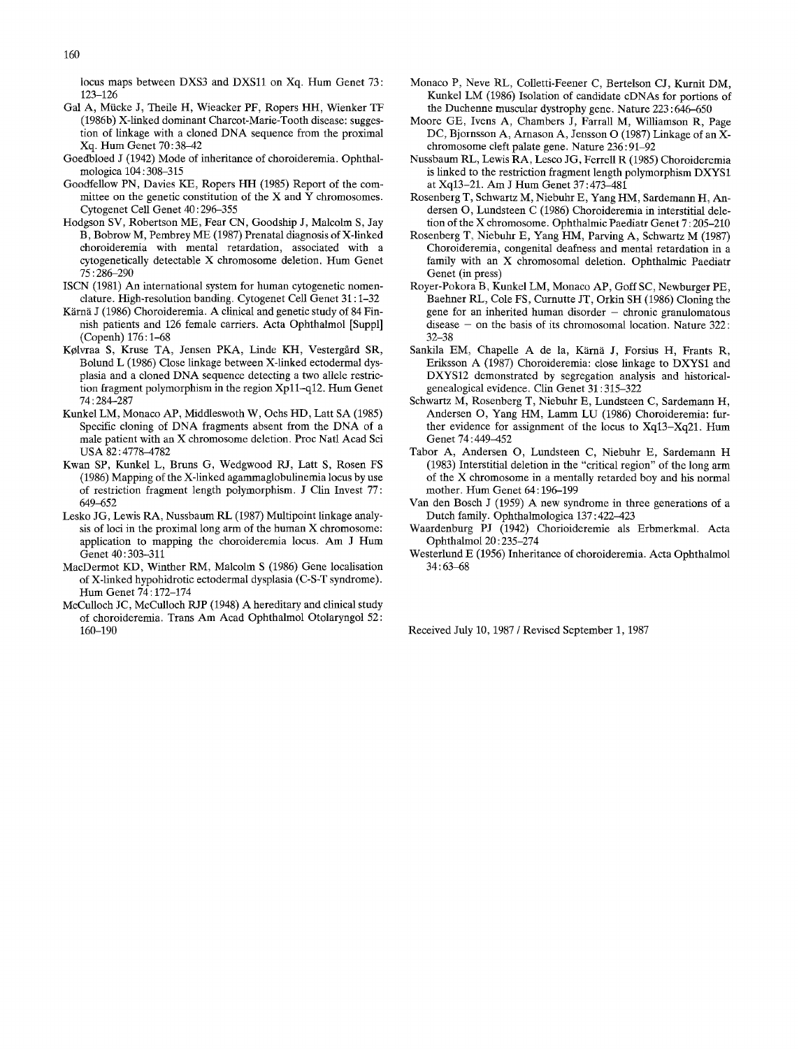locus maps between DXS3 and DXS11 on Xq. Hum Genet 73: 123–126

Gal A, Mücke J, Theile H, Wieacker PF, Ropers HH, Wienker TF (1986b) X-linked dominant Charcot-Marie-Tooth disease: suggestion of linkage with a cloned DNA sequence from the proximal Xq. Hum Genet 70:38–42

Goedbloed J (1942) Mode of inheritance of choroideremia. Ophthalmologica 104:308–315

Goodfellow PN, Davies KE, Ropers HH (1985) Report of the committee on the genetic constitution of the X and Y chromosomes. Cytogenet Cell Genet 40:296–355

Hodgson SV, Robertson ME, Fear CN, Goodship J, Malcolm S, Jay B, Bobrow M, Pembrey ME (1987) Prenatal diagnosis of X-linked choroideremia with mental retardation, associated with a cytogenetically detectable X chromosome deletion. Hum Genet 75:286–290

ISCN (1981) An international system for human cytogenetic nomenclature. High-resolution banding. Cytogenet Cell Genet 31:1–32

Kärnä J (1986) Choroideremia. A clinical and genetic study of 84 Finnish patients and 126 female carriers. Acta Ophthalmol [Suppl] (Copenh) 176:1–68

Kølvraa S, Kruse TA, Jensen PKA, Linde KH, Vestergård SR, Bolund L (1986) Close linkage between X-linked ectodermal dysplasia and a cloned DNA sequence detecting a two allele restriction fragment polymorphism in the region Xp11–q12. Hum Genet 74:284–287

Kunkel LM, Monaco AP, Middleswoth W, Ochs HD, Latt SA (1985) Specific cloning of DNA fragments absent from the DNA of a male patient with an X chromosome deletion. Proc Natl Acad Sci USA 82:4778–4782

Kwan SP, Kunkel L, Bruns G, Wedgwood RJ, Latt S, Rosen FS (1986) Mapping of the X-linked agammaglobulinemia locus by use of restriction fragment length polymorphism. J Clin Invest 77: 649–652

Lesko JG, Lewis RA, Nussbaum RL (1987) Multipoint linkage analysis of loci in the proximal long arm of the human X chromosome: application to mapping the choroideremia locus. Am J Hum Genet 40:303–311

MacDermot KD, Winther RM, Malcolm S (1986) Gene localisation of X-linked hypohidrotic ectodermal dysplasia (C-S-T syndrome). Hum Genet 74:172–174

McCulloch JC, McCulloch RJP (1948) A hereditary and clinical study of choroideremia. Trans Am Acad Ophthalmol Otolaryngol 52: 160–190

Monaco P, Neve RL, Colletti-Feener C, Bertelson CJ, Kurnit DM, Kunkel LM (1986) Isolation of candidate cDNAs for portions of the Duchenne muscular dystrophy gene. Nature 223:646–650

Moore GE, Ivens A, Chambers J, Farrall M, Williamson R, Page DC, Bjornsson A, Arnason A, Jensson O (1987) Linkage of an X-chromosome cleft palate gene. Nature 236:91–92

Nussbaum RL, Lewis RA, Lesco JG, Ferrell R (1985) Choroideremia is linked to the restriction fragment length polymorphism DXYS1 at Xq13–21. Am J Hum Genet 37:473–481

Rosenberg T, Schwartz M, Niebuhr E, Yang HM, Sardemann H, Andersen O, Lundsteen C (1986) Choroideremia in interstitial deletion of the X chromosome. Ophthalmic Paediatr Genet 7:205–210

Rosenberg T, Niebuhr E, Yang HM, Parving A, Schwartz M (1987) Choroideremia, congenital deafness and mental retardation in a family with an X chromosomal deletion. Ophthalmic Paediatr Genet (in press)

Royer-Pokora B, Kunkel LM, Monaco AP, Goff SC, Newburger PE, Baehner RL, Cole FS, Curnutte JT, Orkin SH (1986) Cloning the gene for an inherited human disorder – chronic granulomatous disease – on the basis of its chromosomal location. Nature 322: 32–38

Sankila EM, Chapelle A de la, Kärnä J, Forsius H, Frants R, Eriksson A (1987) Choroideremia: close linkage to DXYS1 and DXYS12 demonstrated by segregation analysis and historical-genealogical evidence. Clin Genet 31:315–322

Schwartz M, Rosenberg T, Niebuhr E, Lundsteen C, Sardemann H, Andersen O, Yang HM, Lamm LU (1986) Choroideremia: further evidence for assignment of the locus to Xq13–Xq21. Hum Genet 74:449–452

Tabor A, Andersen O, Lundsteen C, Niebuhr E, Sardemann H (1983) Interstitial deletion in the "critical region" of the long arm of the X chromosome in a mentally retarded boy and his normal mother. Hum Genet 64:196–199

Van den Bosch J (1959) A new syndrome in three generations of a Dutch family. Ophthalmologica 137:422–423

Waardenburg PJ (1942) Chorioideremie als Erbmerkmal. Acta Ophthalmol 20:235–274

Westerlund E (1956) Inheritance of choroideremia. Acta Ophthalmol 34:63–68

Received July 10, 1987 / Revised September 1, 1987